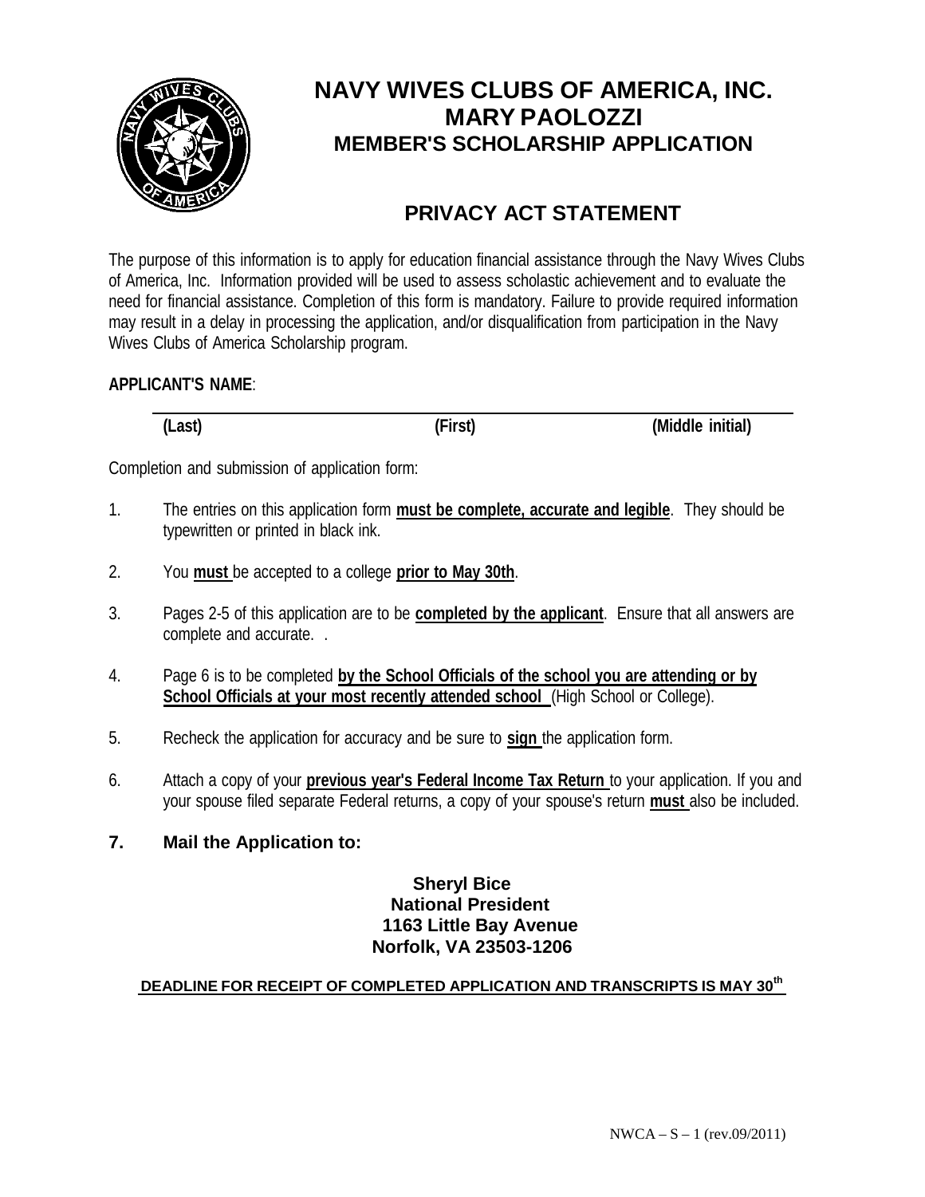# NAVY WIVES CLUBS OF AMERICA, INC.
## MARY PAOLOZZI
## MEMBER'S SCHOLARSHIP APPLICATION

## PRIVACY ACT STATEMENT

The purpose of this information is to apply for education financial assistance through the Navy Wives Clubs of America, Inc. Information provided will be used to assess scholastic achievement and to evaluate the need for financial assistance. Completion of this form is mandatory. Failure to provide required information may result in a delay in processing the application, and/or disqualification from participation in the Navy Wives Clubs of America Scholarship program.

**APPLICANT'S NAME**:

**(Last)** **(First)** **(Middle initial)**

Completion and submission of application form:

1. The entries on this application form **must be complete, accurate and legible**. They should be typewritten or printed in black ink.
2. You **must** be accepted to a college **prior to May 30th**.
3. Pages 2-5 of this application are to be **completed by the applicant**. Ensure that all answers are complete and accurate. .
4. Page 6 is to be completed **by the School Officials of the school you are attending or by School Officials at your most recently attended school** (High School or College).
5. Recheck the application for accuracy and be sure to **sign** the application form.
6. Attach a copy of your **previous year's Federal Income Tax Return** to your application. If you and your spouse filed separate Federal returns, a copy of your spouse's return **must** also be included.
7. **Mail the Application to:**

**Sheryl Bice**
**National President**
**1163 Little Bay Avenue**
**Norfolk, VA 23503-1206**

**DEADLINE FOR RECEIPT OF COMPLETED APPLICATION AND TRANSCRIPTS IS MAY 30th**

NWCA – S – 1 (rev.09/2011)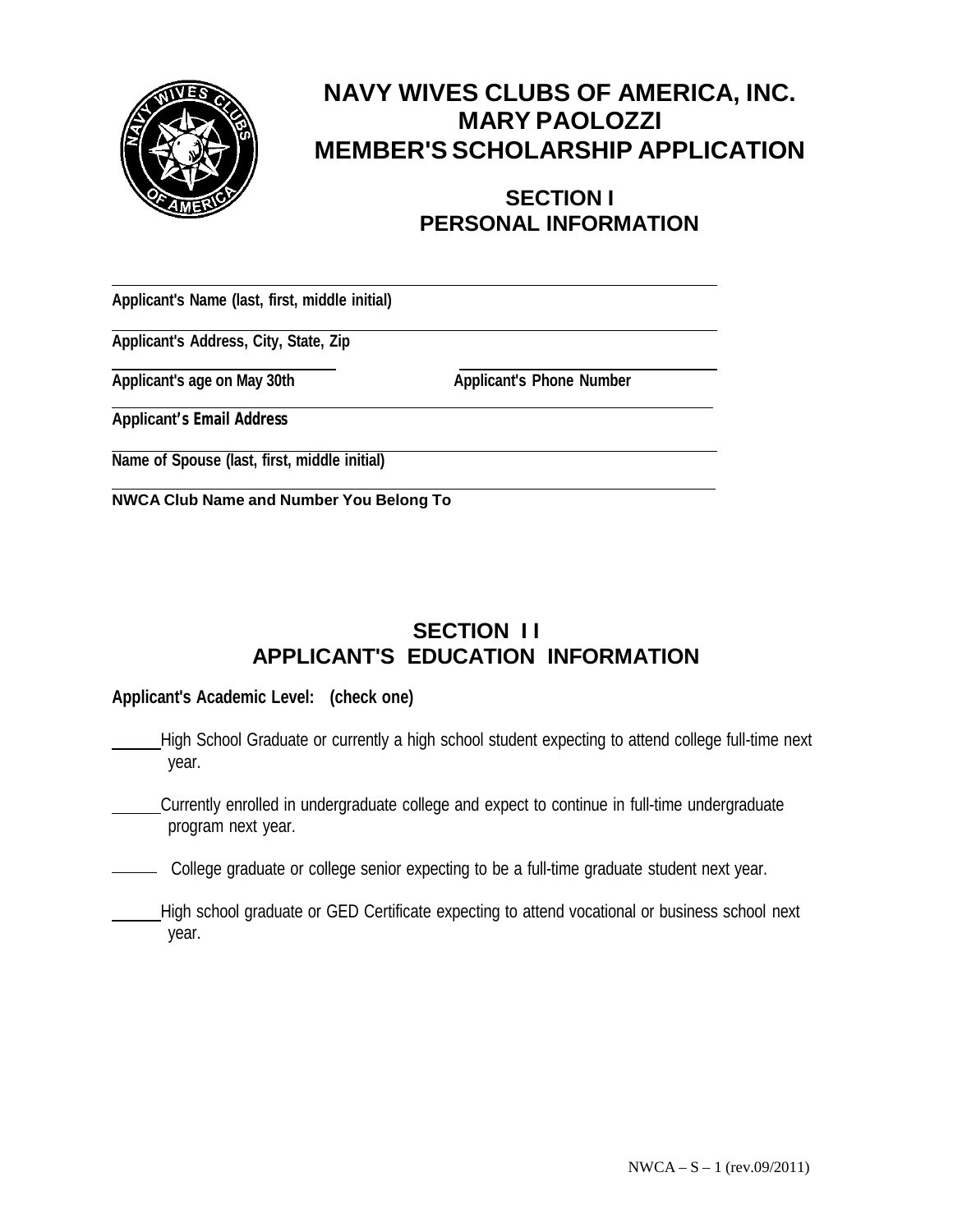# NAVY WIVES CLUBS OF AMERICA, INC.
# MARY PAOLOZZI
# MEMBER'S SCHOLARSHIP APPLICATION

## SECTION I
## PERSONAL INFORMATION

_______________________________________________

**Applicant's Name (last, first, middle initial)**

_______________________________________________

**Applicant's Address, City, State, Zip**

____________________ ____________________

**Applicant's age on May 30th** **Applicant's Phone Number**

_______________________________________________

**Applicant's Email Address**

_______________________________________________

**Name of Spouse (last, first, middle initial)**

_______________________________________________

**NWCA Club Name and Number You Belong To**

## SECTION I I
## APPLICANT'S EDUCATION INFORMATION

**Applicant's Academic Level: (check one)**

______High School Graduate or currently a high school student expecting to attend college full-time next year.

______Currently enrolled in undergraduate college and expect to continue in full-time undergraduate program next year.

______ College graduate or college senior expecting to be a full-time graduate student next year.

______High school graduate or GED Certificate expecting to attend vocational or business school next year.

NWCA – S – 1 (rev.09/2011)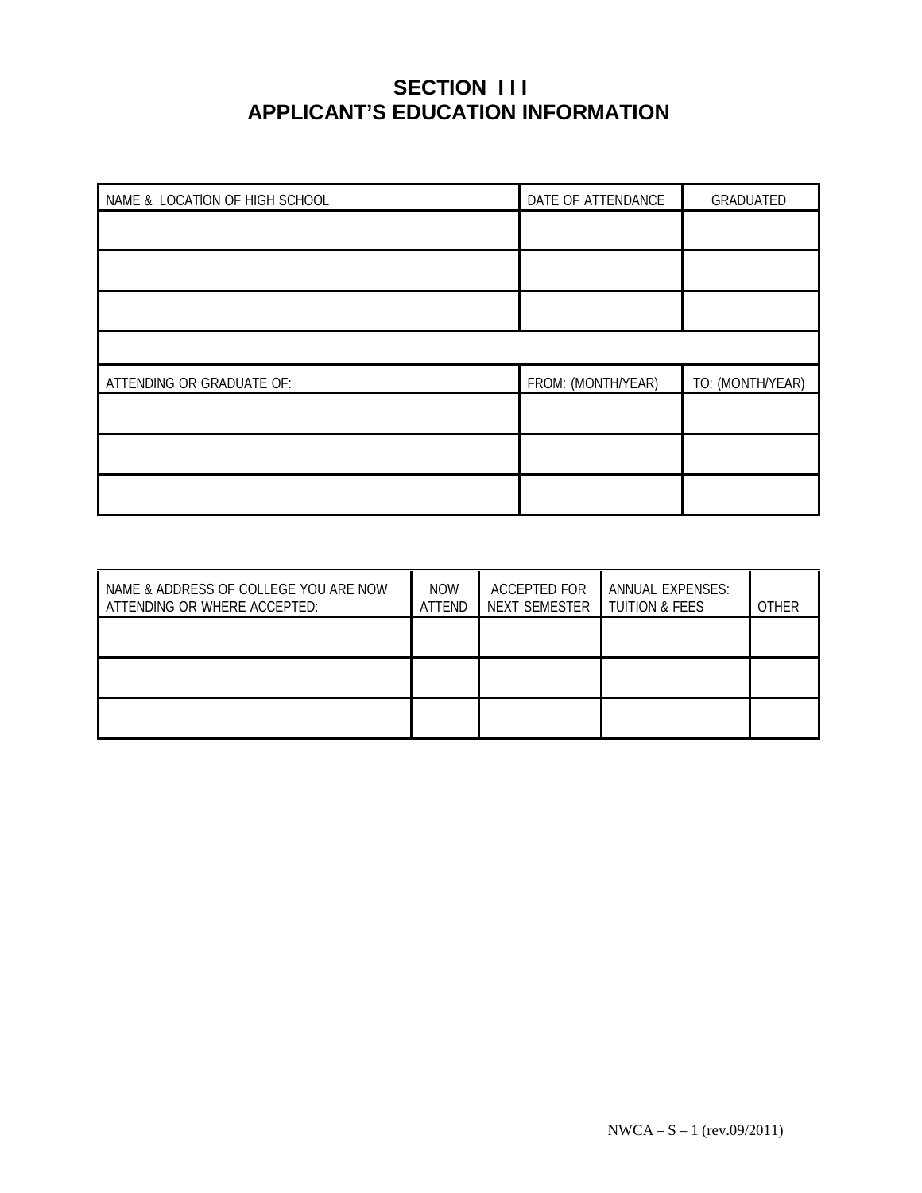# SECTION III
# APPLICANT'S EDUCATION INFORMATION

| NAME & LOCATION OF HIGH SCHOOL | DATE OF ATTENDANCE | GRADUATED |
|---|---|---|
| | | |
| | | |
| | | |
| | | |
| ATTENDING OR GRADUATE OF: | FROM: (MONTH/YEAR) | TO: (MONTH/YEAR) |
| | | |
| | | |
| | | |

| NAME & ADDRESS OF COLLEGE YOU ARE NOW ATTENDING OR WHERE ACCEPTED: | NOW ATTEND | ACCEPTED FOR NEXT SEMESTER | ANNUAL EXPENSES: TUITION & FEES | OTHER |
|---|---|---|---|---|
| | | | | |
| | | | | |
| | | | | |

NWCA – S – 1 (rev.09/2011)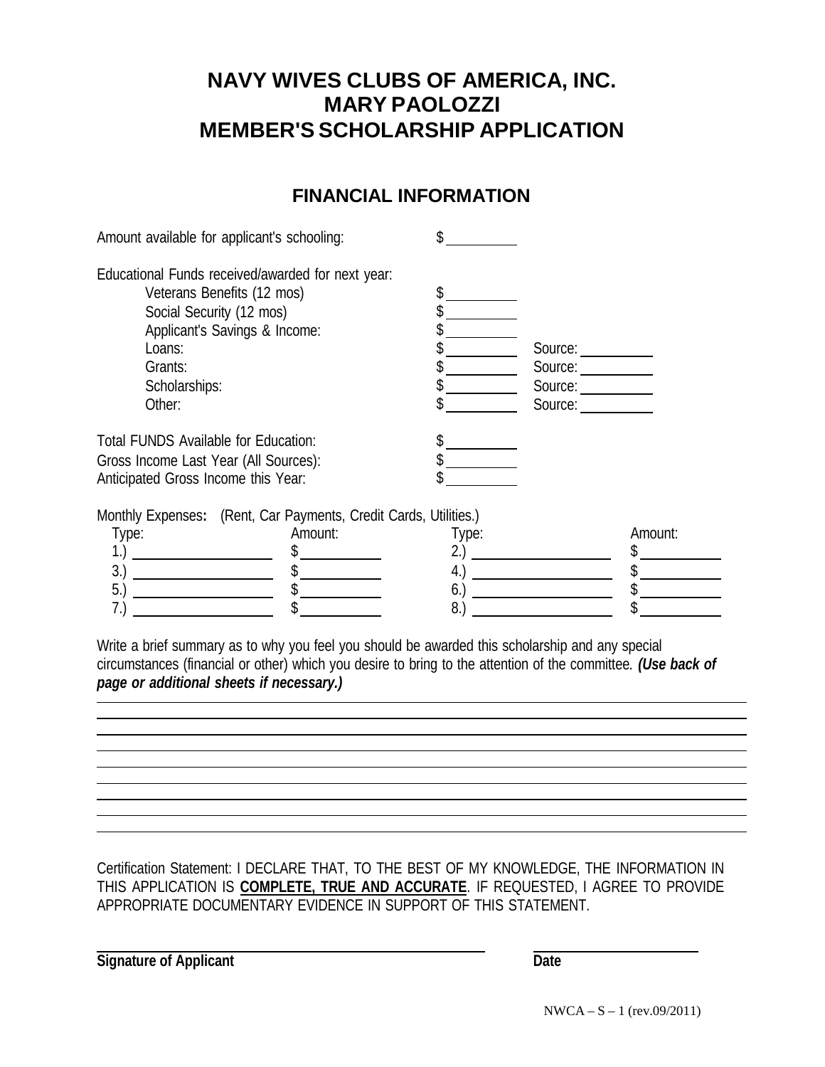# NAVY WIVES CLUBS OF AMERICA, INC.
# MARY PAOLOZZI
# MEMBER'S SCHOLARSHIP APPLICATION

## FINANCIAL INFORMATION

Amount available for applicant's schooling: $ \_\_\_\_\_\_\_\_\_\_

Educational Funds received/awarded for next year:

- Veterans Benefits (12 mos) $ \_\_\_\_\_\_\_\_\_\_
- Social Security (12 mos) $ \_\_\_\_\_\_\_\_\_\_
- Applicant's Savings & Income: $ \_\_\_\_\_\_\_\_\_\_
- Loans: $ \_\_\_\_\_\_\_\_\_\_ Source: \_\_\_\_\_\_\_\_\_\_
- Grants: $ \_\_\_\_\_\_\_\_\_\_ Source: \_\_\_\_\_\_\_\_\_\_
- Scholarships: $ \_\_\_\_\_\_\_\_\_\_ Source: \_\_\_\_\_\_\_\_\_\_
- Other: $ \_\_\_\_\_\_\_\_\_\_ Source: \_\_\_\_\_\_\_\_\_\_

Total FUNDS Available for Education: $ \_\_\_\_\_\_\_\_\_\_

Gross Income Last Year (All Sources): $ \_\_\_\_\_\_\_\_\_\_

Anticipated Gross Income this Year: $ \_\_\_\_\_\_\_\_\_\_

Monthly Expenses**:** (Rent, Car Payments, Credit Cards, Utilities.)

| Type: | Amount: | Type: | Amount: |
|---|---|---|---|
| 1.) | $ | 2.) | $ |
| 3.) | $ | 4.) | $ |
| 5.) | $ | 6.) | $ |
| 7.) | $ | 8.) | $ |

Write a brief summary as to why you feel you should be awarded this scholarship and any special circumstances (financial or other) which you desire to bring to the attention of the committee. ***(Use back of page or additional sheets if necessary.)***

Certification Statement: I DECLARE THAT, TO THE BEST OF MY KNOWLEDGE, THE INFORMATION IN THIS APPLICATION IS **COMPLETE, TRUE AND ACCURATE**. IF REQUESTED, I AGREE TO PROVIDE APPROPRIATE DOCUMENTARY EVIDENCE IN SUPPORT OF THIS STATEMENT.

**Signature of Applicant** **Date**

NWCA – S – 1 (rev.09/2011)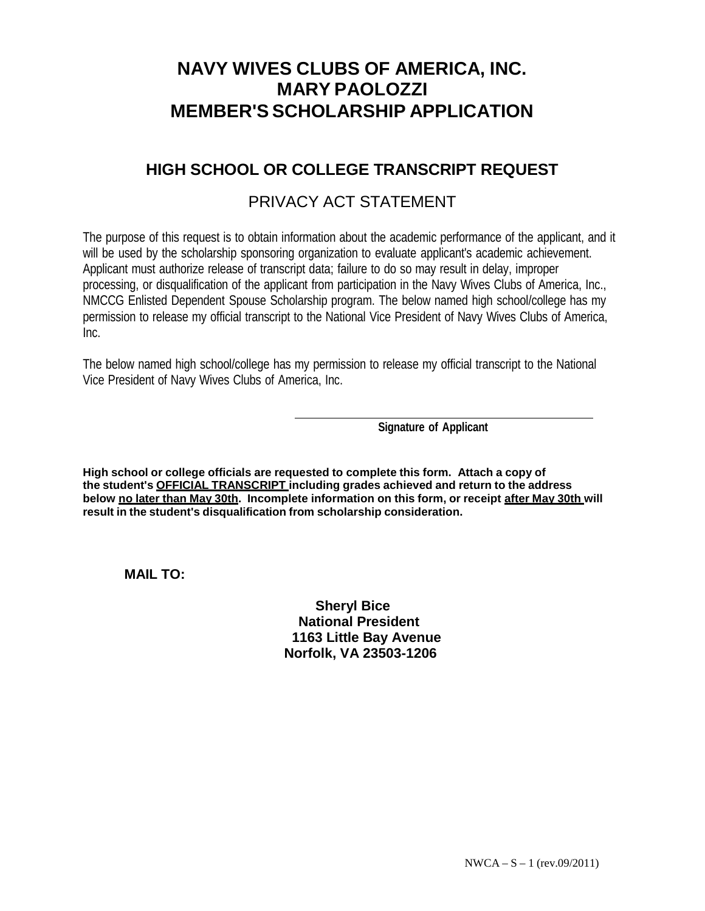# NAVY WIVES CLUBS OF AMERICA, INC.
# MARY PAOLOZZI
# MEMBER'S SCHOLARSHIP APPLICATION

## HIGH SCHOOL OR COLLEGE TRANSCRIPT REQUEST

## PRIVACY ACT STATEMENT

The purpose of this request is to obtain information about the academic performance of the applicant, and it will be used by the scholarship sponsoring organization to evaluate applicant's academic achievement. Applicant must authorize release of transcript data; failure to do so may result in delay, improper processing, or disqualification of the applicant from participation in the Navy Wives Clubs of America, Inc., NMCCG Enlisted Dependent Spouse Scholarship program. The below named high school/college has my permission to release my official transcript to the National Vice President of Navy Wives Clubs of America, Inc.

The below named high school/college has my permission to release my official transcript to the National Vice President of Navy Wives Clubs of America, Inc.

\_\_\_\_\_\_\_\_\_\_\_\_\_\_\_\_\_\_\_\_\_\_\_\_\_\_\_\_\_\_\_\_\_\_\_\_\_\_\_\_

**Signature of Applicant**

**High school or college officials are requested to complete this form. Attach a copy of the student's <u>OFFICIAL TRANSCRIPT</u> including grades achieved and return to the address below <u>no later than May 30th</u>. Incomplete information on this form, or receipt <u>after May 30th</u> will result in the student's disqualification from scholarship consideration.**

**MAIL TO:**

**Sheryl Bice**
**National President**
**1163 Little Bay Avenue**
**Norfolk, VA 23503-1206**

NWCA – S – 1 (rev.09/2011)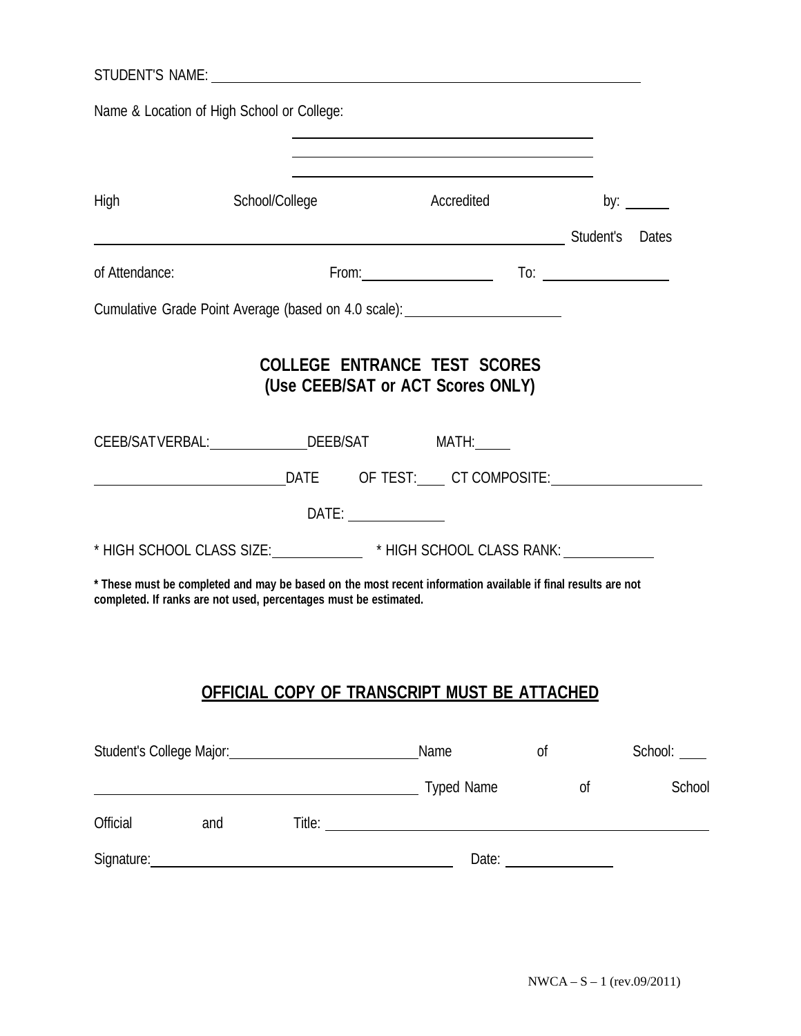STUDENT'S NAME: ____________________________________________

Name & Location of High School or College:

____________________________________
____________________________________
____________________________________

High School/College Accredited by: ______

____________________________________________ Student's Dates of Attendance: From: ______________ To: ______________

Cumulative Grade Point Average (based on 4.0 scale): ________________

## COLLEGE ENTRANCE TEST SCORES
## (Use CEEB/SAT or ACT Scores ONLY)

CEEB/SATVERBAL: __________ DEEB/SAT MATH: ____

____________________ DATE OF TEST: ___ CT COMPOSITE: ________________

DATE: __________

\* HIGH SCHOOL CLASS SIZE: __________ \* HIGH SCHOOL CLASS RANK: __________

**\* These must be completed and may be based on the most recent information available if final results are not completed. If ranks are not used, percentages must be estimated.**

## OFFICIAL COPY OF TRANSCRIPT MUST BE ATTACHED

Student's College Major: ____________________ Name of School: ___

____________________________________ Typed Name of School Official and Title: ________________________________

Signature: ______________________________ Date: ____________

NWCA – S – 1 (rev.09/2011)